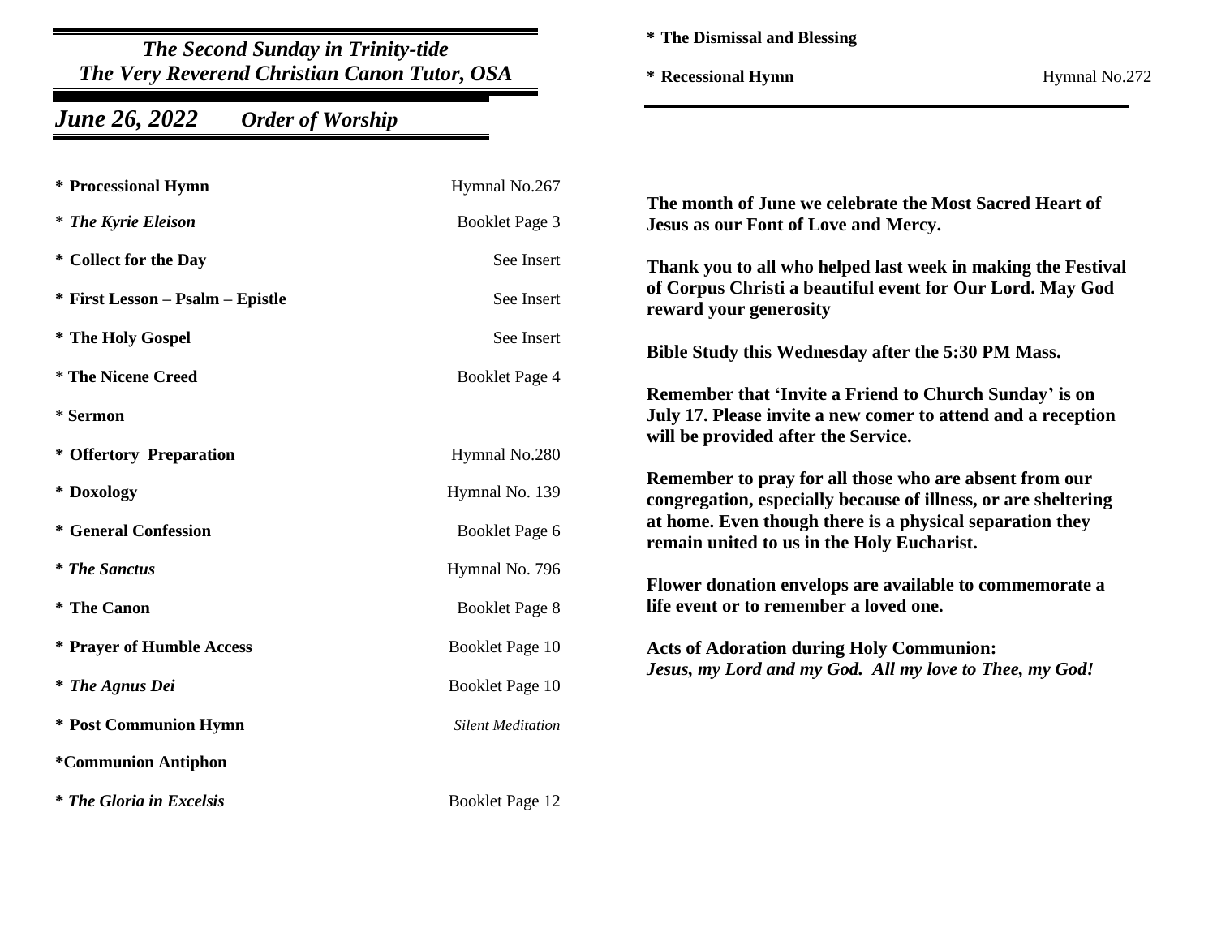## *The Second Sunday in Trinity-tide*
## *The Very Reverend Christian Canon Tutor, OSA*

## *June 26, 2022* *Order of Worship*

| | |
|---|---|
| **\* Processional Hymn** | Hymnal No.267 |
| \* ***The Kyrie Eleison*** | Booklet Page 3 |
| **\* Collect for the Day** | See Insert |
| **\* First Lesson – Psalm – Epistle** | See Insert |
| **\* The Holy Gospel** | See Insert |
| \* **The Nicene Creed** | Booklet Page 4 |
| \* **Sermon** | |
| **\* Offertory Preparation** | Hymnal No.280 |
| **\* Doxology** | Hymnal No. 139 |
| **\* General Confession** | Booklet Page 6 |
| **\* *The Sanctus*** | Hymnal No. 796 |
| **\* The Canon** | Booklet Page 8 |
| **\* Prayer of Humble Access** | Booklet Page 10 |
| **\* *The Agnus Dei*** | Booklet Page 10 |
| **\* Post Communion Hymn** | *Silent Meditation* |
| **\*Communion Antiphon** | |
| **\* *The Gloria in Excelsis*** | Booklet Page 12 |
| **\* The Dismissal and Blessing** | |
| **\* Recessional Hymn** | Hymnal No.272 |

**The month of June we celebrate the Most Sacred Heart of Jesus as our Font of Love and Mercy.**

**Thank you to all who helped last week in making the Festival of Corpus Christi a beautiful event for Our Lord. May God reward your generosity**

**Bible Study this Wednesday after the 5:30 PM Mass.**

**Remember that 'Invite a Friend to Church Sunday' is on July 17. Please invite a new comer to attend and a reception will be provided after the Service.**

**Remember to pray for all those who are absent from our congregation, especially because of illness, or are sheltering at home. Even though there is a physical separation they remain united to us in the Holy Eucharist.**

**Flower donation envelops are available to commemorate a life event or to remember a loved one.**

**Acts of Adoration during Holy Communion:**
***Jesus, my Lord and my God. All my love to Thee, my God!***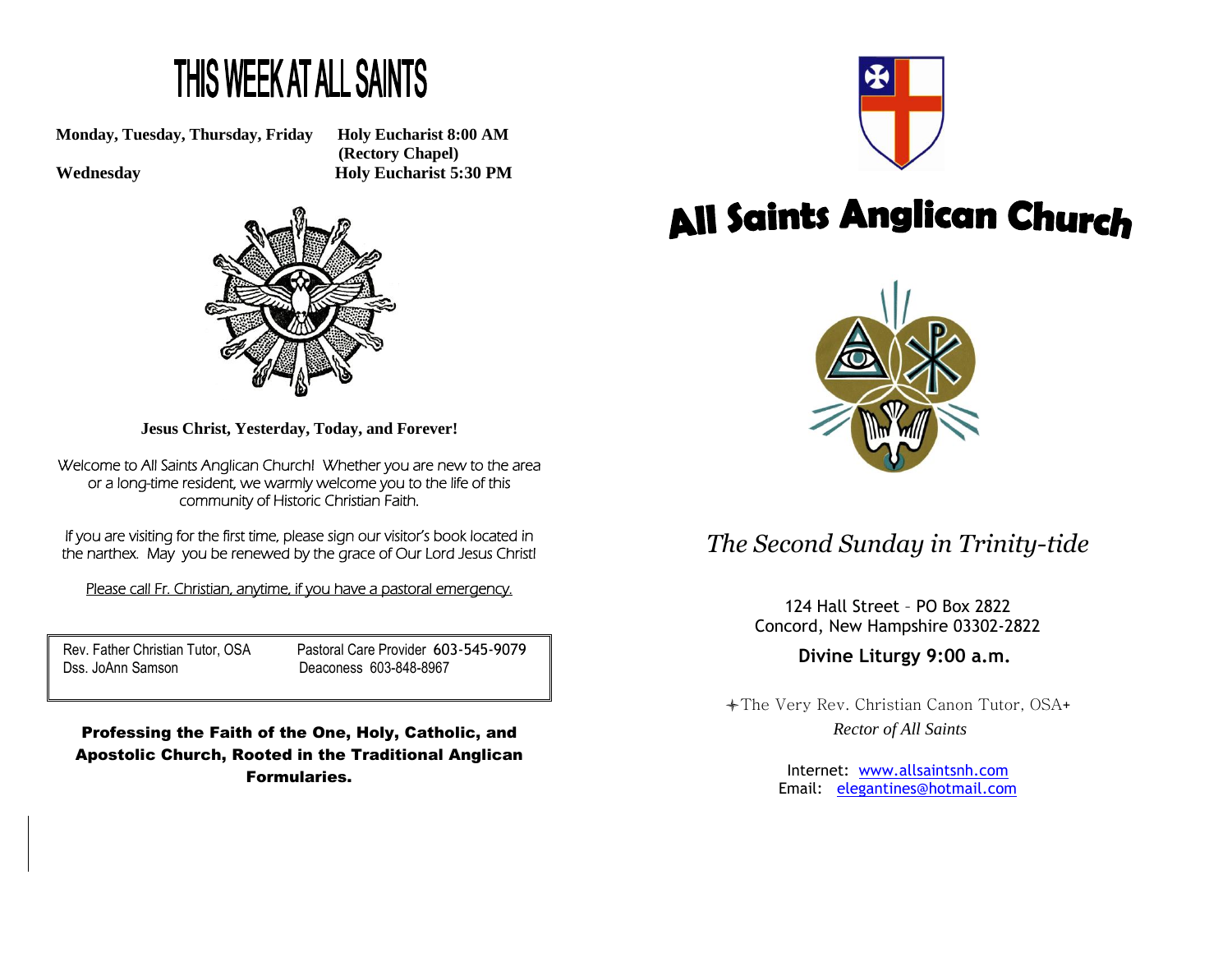# THIS WEEK AT ALL SAINTS

| | |
|---|---|
| **Monday, Tuesday, Thursday, Friday** | **Holy Eucharist 8:00 AM (Rectory Chapel)** |
| **Wednesday** | **Holy Eucharist 5:30 PM** |

**Jesus Christ, Yesterday, Today, and Forever!**

Welcome to All Saints Anglican Church! Whether you are new to the area or a long-time resident, we warmly welcome you to the life of this community of Historic Christian Faith.

If you are visiting for the first time, please sign our visitor's book located in the narthex. May you be renewed by the grace of Our Lord Jesus Christ!

Please call Fr. Christian, anytime, if you have a pastoral emergency.

| | |
|---|---|
| Rev. Father Christian Tutor, OSA | Pastoral Care Provider 603-545-9079 |
| Dss. JoAnn Samson | Deaconess 603-848-8967 |

**Professing the Faith of the One, Holy, Catholic, and Apostolic Church, Rooted in the Traditional Anglican Formularies.**

# All Saints Anglican Church

*The Second Sunday in Trinity-tide*

124 Hall Street – PO Box 2822
Concord, New Hampshire 03302-2822

**Divine Liturgy 9:00 a.m.**

+The Very Rev. Christian Canon Tutor, OSA+
*Rector of All Saints*

Internet: www.allsaintsnh.com
Email: elegantines@hotmail.com